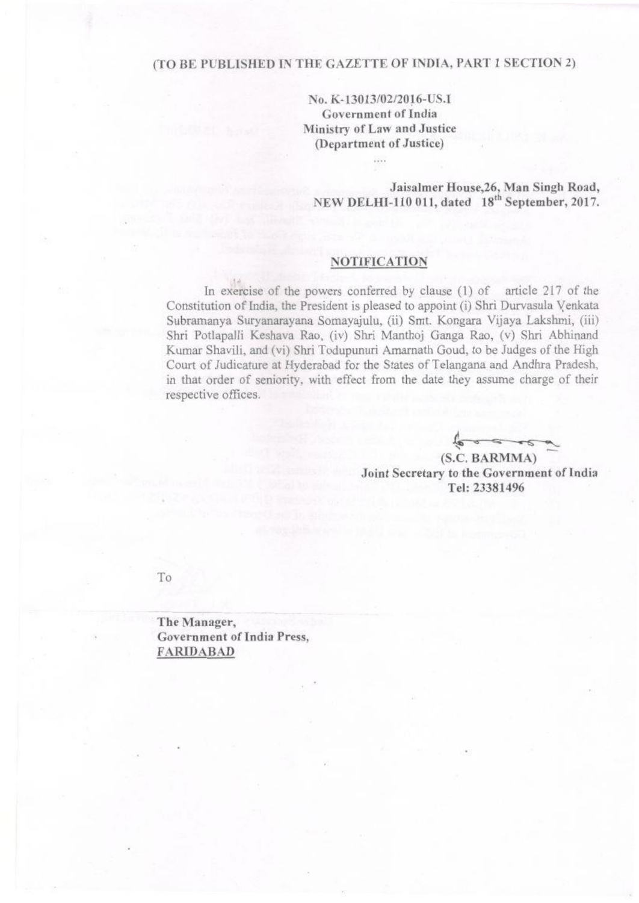(TO BE PUBLISHED IN THE GAZETTE OF INDIA, PART 1 SECTION 2)

**No. K-13013/02/2016-US.I**
**Government of India**
**Ministry of Law and Justice**
**(Department of Justice)**

....

**Jaisalmer House,26, Man Singh Road,**
**NEW DELHI-110 011, dated 18th September, 2017.**

## NOTIFICATION

In exercise of the powers conferred by clause (1) of article 217 of the Constitution of India, the President is pleased to appoint (i) Shri Durvasula Venkata Subramanya Suryanarayana Somayajulu, (ii) Smt. Kongara Vijaya Lakshmi, (iii) Shri Potlapalli Keshava Rao, (iv) Shri Manthoj Ganga Rao, (v) Shri Abhinand Kumar Shavili, and (vi) Shri Todupunuri Amarnath Goud, to be Judges of the High Court of Judicature at Hyderabad for the States of Telangana and Andhra Pradesh, in that order of seniority, with effect from the date they assume charge of their respective offices.

**(S.C. BARMMA)**
**Joint Secretary to the Government of India**
**Tel: 23381496**

To

**The Manager,**
**Government of India Press,**
**FARIDABAD**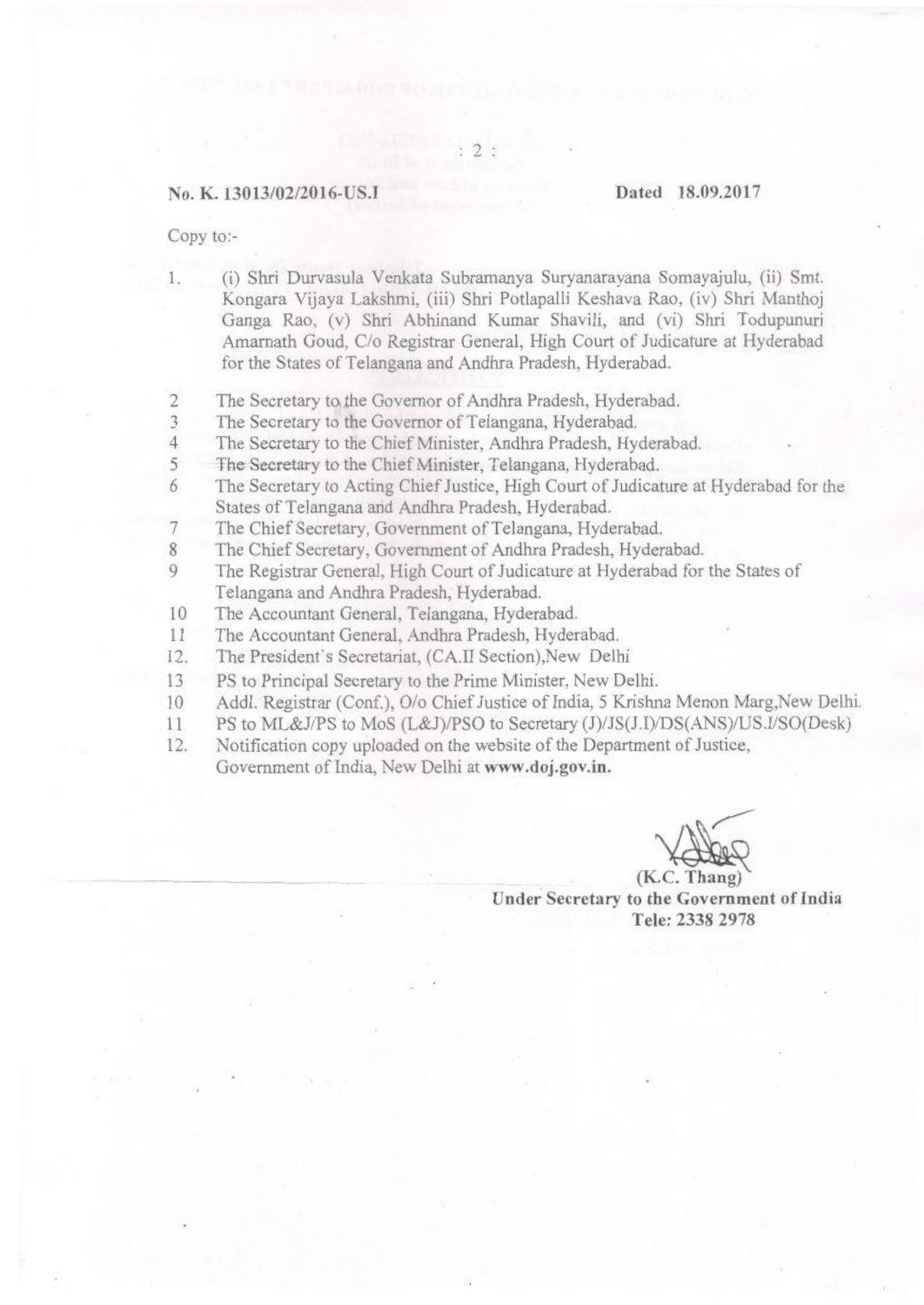**No. K. 13013/02/2016-US.I** **Dated 18.09.2017**

Copy to:-

1. (i) Shri Durvasula Venkata Subramanya Suryanarayana Somayajulu, (ii) Smt. Kongara Vijaya Lakshmi, (iii) Shri Potlapalli Keshava Rao, (iv) Shri Manthoj Ganga Rao, (v) Shri Abhinand Kumar Shavili, and (vi) Shri Todupunuri Amarnath Goud, C/o Registrar General, High Court of Judicature at Hyderabad for the States of Telangana and Andhra Pradesh, Hyderabad.
2. The Secretary to the Governor of Andhra Pradesh, Hyderabad.
3. The Secretary to the Governor of Telangana, Hyderabad.
4. The Secretary to the Chief Minister, Andhra Pradesh, Hyderabad.
5. The Secretary to the Chief Minister, Telangana, Hyderabad.
6. The Secretary to Acting Chief Justice, High Court of Judicature at Hyderabad for the States of Telangana and Andhra Pradesh, Hyderabad.
7. The Chief Secretary, Government of Telangana, Hyderabad.
8. The Chief Secretary, Government of Andhra Pradesh, Hyderabad.
9. The Registrar General, High Court of Judicature at Hyderabad for the States of Telangana and Andhra Pradesh, Hyderabad.
10. The Accountant General, Telangana, Hyderabad.
11. The Accountant General, Andhra Pradesh, Hyderabad.
12. The President's Secretariat, (CA.II Section), New Delhi
13. PS to Principal Secretary to the Prime Minister, New Delhi.

10 Addl. Registrar (Conf.), O/o Chief Justice of India, 5 Krishna Menon Marg, New Delhi.

11 PS to ML&J/PS to MoS (L&J)/PSO to Secretary (J)/JS(J.I)/DS(ANS)/US.I/SO(Desk)

12. Notification copy uploaded on the website of the Department of Justice, Government of India, New Delhi at **www.doj.gov.in.**

(K.C. Thang)
**Under Secretary to the Government of India**
**Tele: 2338 2978**